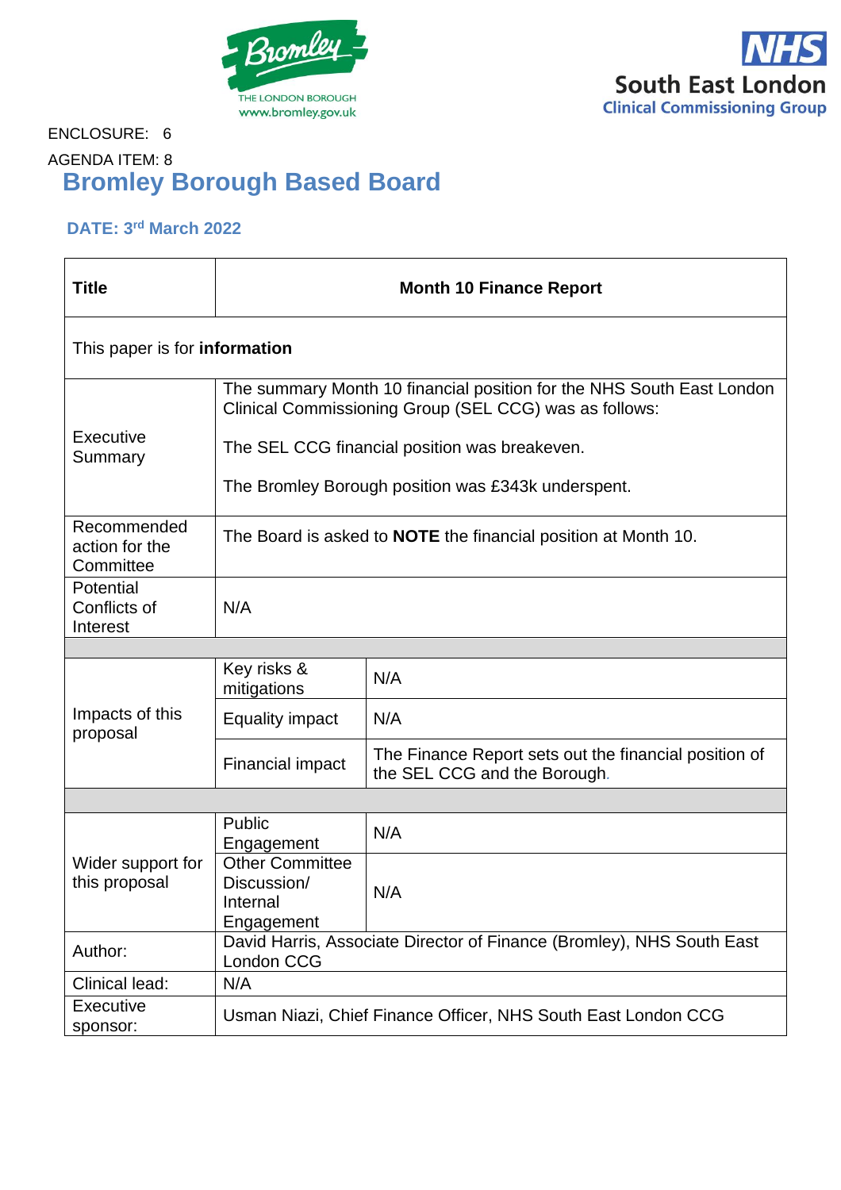Bromley
THE LONDON BOROUGH
www.bromley.gov.uk

NHS
South East London
Clinical Commissioning Group

ENCLOSURE: 6

AGENDA ITEM: 8

# Bromley Borough Based Board

### DATE: 3rd March 2022

| | | |
|---|---|---|
| **Title** | **Month 10 Finance Report** | |
| This paper is for **information** | | |
| Executive Summary | The summary Month 10 financial position for the NHS South East London Clinical Commissioning Group (SEL CCG) was as follows:<br><br>The SEL CCG financial position was breakeven.<br><br>The Bromley Borough position was £343k underspent. | |
| Recommended action for the Committee | The Board is asked to **NOTE** the financial position at Month 10. | |
| Potential Conflicts of Interest | N/A | |
| | | |
| Impacts of this proposal | Key risks & mitigations | N/A |
| | Equality impact | N/A |
| | Financial impact | The Finance Report sets out the financial position of the SEL CCG and the Borough. |
| | | |
| Wider support for this proposal | Public Engagement | N/A |
| | Other Committee Discussion/ Internal Engagement | N/A |
| Author: | David Harris, Associate Director of Finance (Bromley), NHS South East London CCG | |
| Clinical lead: | N/A | |
| Executive sponsor: | Usman Niazi, Chief Finance Officer, NHS South East London CCG | |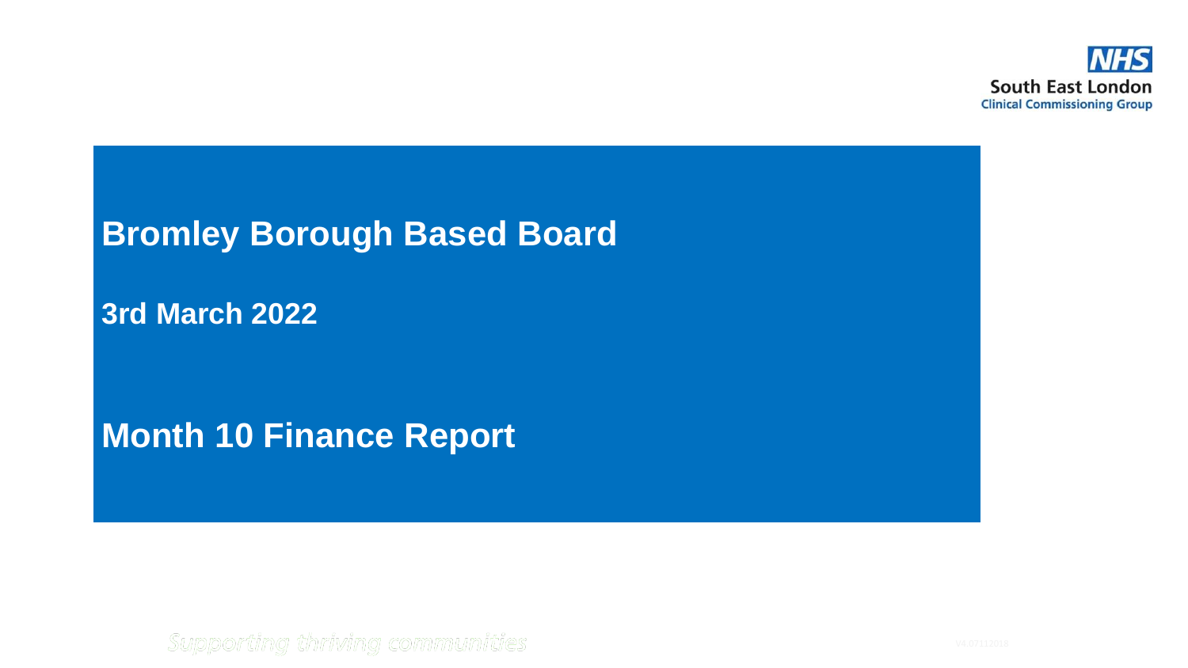NHS
South East London
Clinical Commissioning Group

# Bromley Borough Based Board

## 3rd March 2022

# Month 10 Finance Report

*Supporting thriving communities*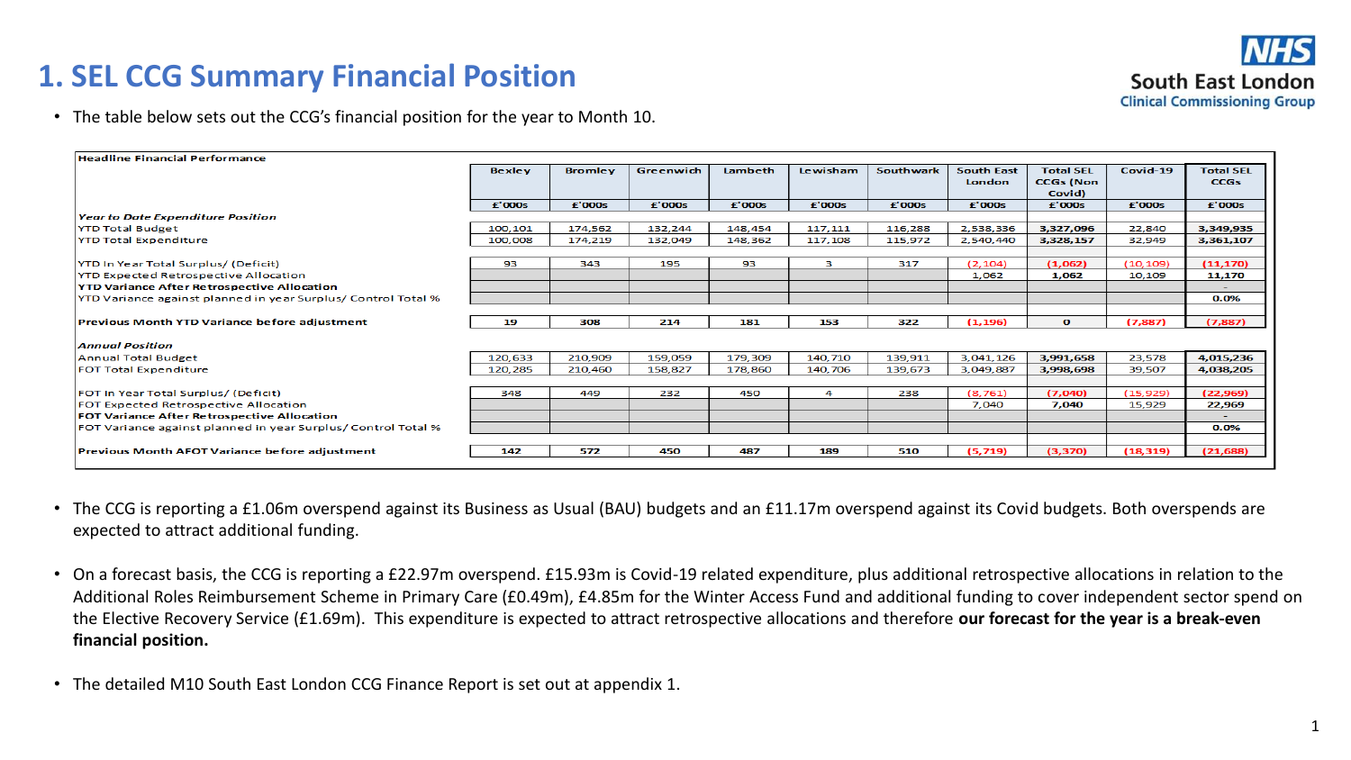# 1. SEL CCG Summary Financial Position

- The table below sets out the CCG's financial position for the year to Month 10.

| Headline Financial Performance | Bexley | Bromley | Greenwich | Lambeth | Lewisham | Southwark | South East London | Total SEL CCGs (Non Covid) | Covid-19 | Total SEL CCGs |
|---|---|---|---|---|---|---|---|---|---|---|
| | £'000s | £'000s | £'000s | £'000s | £'000s | £'000s | £'000s | £'000s | £'000s | £'000s |
| ***Year to Date Expenditure Position*** | | | | | | | | | | |
| YTD Total Budget | 100,101 | 174,562 | 132,244 | 148,454 | 117,111 | 116,288 | 2,538,336 | **3,327,096** | 22,840 | **3,349,935** |
| YTD Total Expenditure | 100,008 | 174,219 | 132,049 | 148,362 | 117,108 | 115,972 | 2,540,440 | **3,328,157** | 32,949 | **3,361,107** |
| | | | | | | | | | | |
| YTD In Year Total Surplus/ (Deficit) | 93 | 343 | 195 | 93 | 3 | 317 | (2,104) | **(1,062)** | (10,109) | **(11,170)** |
| YTD Expected Retrospective Allocation | | | | | | | 1,062 | **1,062** | 10,109 | **11,170** |
| **YTD Variance After Retrospective Allocation** | | | | | | | | | | **-** |
| YTD Variance against planned in year Surplus/ Control Total % | | | | | | | | | | **0.0%** |
| | | | | | | | | | | |
| **Previous Month YTD Variance before adjustment** | **19** | **308** | **214** | **181** | **153** | **322** | **(1,196)** | **0** | **(7,887)** | **(7,887)** |
| | | | | | | | | | | |
| ***Annual Position*** | | | | | | | | | | |
| Annual Total Budget | 120,633 | 210,909 | 159,059 | 179,309 | 140,710 | 139,911 | 3,041,126 | **3,991,658** | 23,578 | **4,015,236** |
| FOT Total Expenditure | 120,285 | 210,460 | 158,827 | 178,860 | 140,706 | 139,673 | 3,049,887 | **3,998,698** | 39,507 | **4,038,205** |
| | | | | | | | | | | |
| FOT In Year Total Surplus/ (Deficit) | 348 | 449 | 232 | 450 | 4 | 238 | (8,761) | **(7,040)** | (15,929) | **(22,969)** |
| FOT Expected Retrospective Allocation | | | | | | | 7,040 | **7,040** | 15,929 | **22,969** |
| **FOT Variance After Retrospective Allocation** | | | | | | | | | | **-** |
| FOT Variance against planned in year Surplus/ Control Total % | | | | | | | | | | **0.0%** |
| | | | | | | | | | | |
| **Previous Month AFOT Variance before adjustment** | **142** | **572** | **450** | **487** | **189** | **510** | **(5,719)** | **(3,370)** | **(18,319)** | **(21,688)** |

- The CCG is reporting a £1.06m overspend against its Business as Usual (BAU) budgets and an £11.17m overspend against its Covid budgets. Both overspends are expected to attract additional funding.

- On a forecast basis, the CCG is reporting a £22.97m overspend. £15.93m is Covid-19 related expenditure, plus additional retrospective allocations in relation to the Additional Roles Reimbursement Scheme in Primary Care (£0.49m), £4.85m for the Winter Access Fund and additional funding to cover independent sector spend on the Elective Recovery Service (£1.69m). This expenditure is expected to attract retrospective allocations and therefore **our forecast for the year is a break-even financial position.**

- The detailed M10 South East London CCG Finance Report is set out at appendix 1.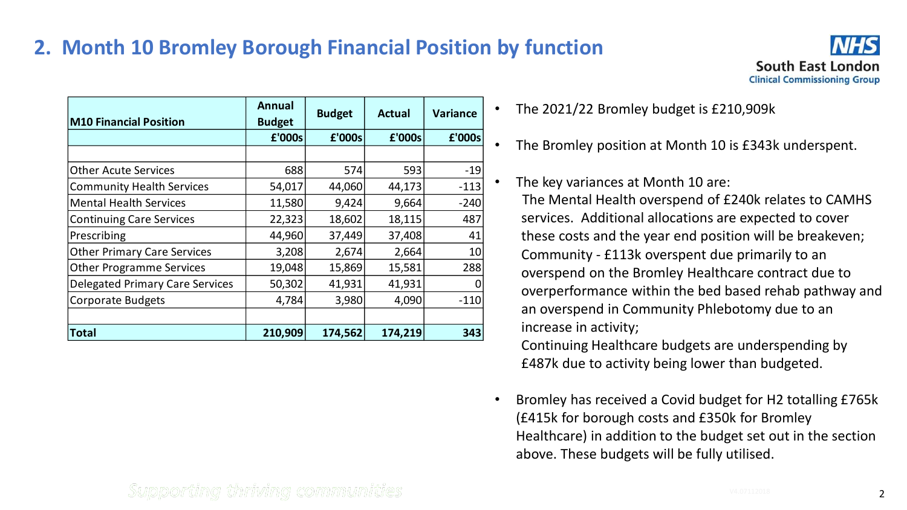## 2. Month 10 Bromley Borough Financial Position by function

NHS South East London Clinical Commissioning Group

| M10 Financial Position | Annual Budget | Budget | Actual | Variance |
|---|---|---|---|---|
| | £'000s | £'000s | £'000s | £'000s |
| | | | | |
| Other Acute Services | 688 | 574 | 593 | -19 |
| Community Health Services | 54,017 | 44,060 | 44,173 | -113 |
| Mental Health Services | 11,580 | 9,424 | 9,664 | -240 |
| Continuing Care Services | 22,323 | 18,602 | 18,115 | 487 |
| Prescribing | 44,960 | 37,449 | 37,408 | 41 |
| Other Primary Care Services | 3,208 | 2,674 | 2,664 | 10 |
| Other Programme Services | 19,048 | 15,869 | 15,581 | 288 |
| Delegated Primary Care Services | 50,302 | 41,931 | 41,931 | 0 |
| Corporate Budgets | 4,784 | 3,980 | 4,090 | -110 |
| | | | | |
| **Total** | **210,909** | **174,562** | **174,219** | **343** |

- The 2021/22 Bromley budget is £210,909k
- The Bromley position at Month 10 is £343k underspent.
- The key variances at Month 10 are:
  The Mental Health overspend of £240k relates to CAMHS services. Additional allocations are expected to cover these costs and the year end position will be breakeven;
  Community - £113k overspent due primarily to an overspend on the Bromley Healthcare contract due to overperformance within the bed based rehab pathway and an overspend in Community Phlebotomy due to an increase in activity;
  Continuing Healthcare budgets are underspending by £487k due to activity being lower than budgeted.
- Bromley has received a Covid budget for H2 totalling £765k (£415k for borough costs and £350k for Bromley Healthcare) in addition to the budget set out in the section above. These budgets will be fully utilised.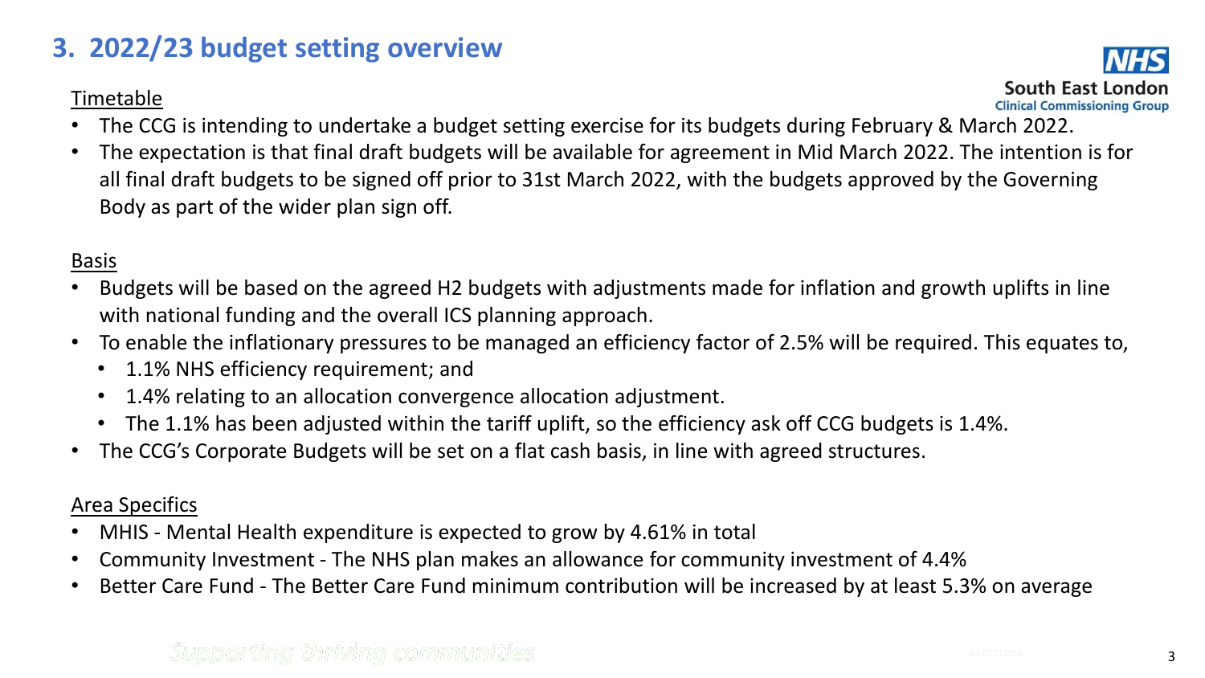# 3. 2022/23 budget setting overview

South East London Clinical Commissioning Group

Timetable

- The CCG is intending to undertake a budget setting exercise for its budgets during February & March 2022.
- The expectation is that final draft budgets will be available for agreement in Mid March 2022. The intention is for all final draft budgets to be signed off prior to 31st March 2022, with the budgets approved by the Governing Body as part of the wider plan sign off.

Basis

- Budgets will be based on the agreed H2 budgets with adjustments made for inflation and growth uplifts in line with national funding and the overall ICS planning approach.
- To enable the inflationary pressures to be managed an efficiency factor of 2.5% will be required. This equates to,
  - 1.1% NHS efficiency requirement; and
  - 1.4% relating to an allocation convergence allocation adjustment.
  - The 1.1% has been adjusted within the tariff uplift, so the efficiency ask off CCG budgets is 1.4%.
- The CCG's Corporate Budgets will be set on a flat cash basis, in line with agreed structures.

Area Specifics

- MHIS - Mental Health expenditure is expected to grow by 4.61% in total
- Community Investment - The NHS plan makes an allowance for community investment of 4.4%
- Better Care Fund - The Better Care Fund minimum contribution will be increased by at least 5.3% on average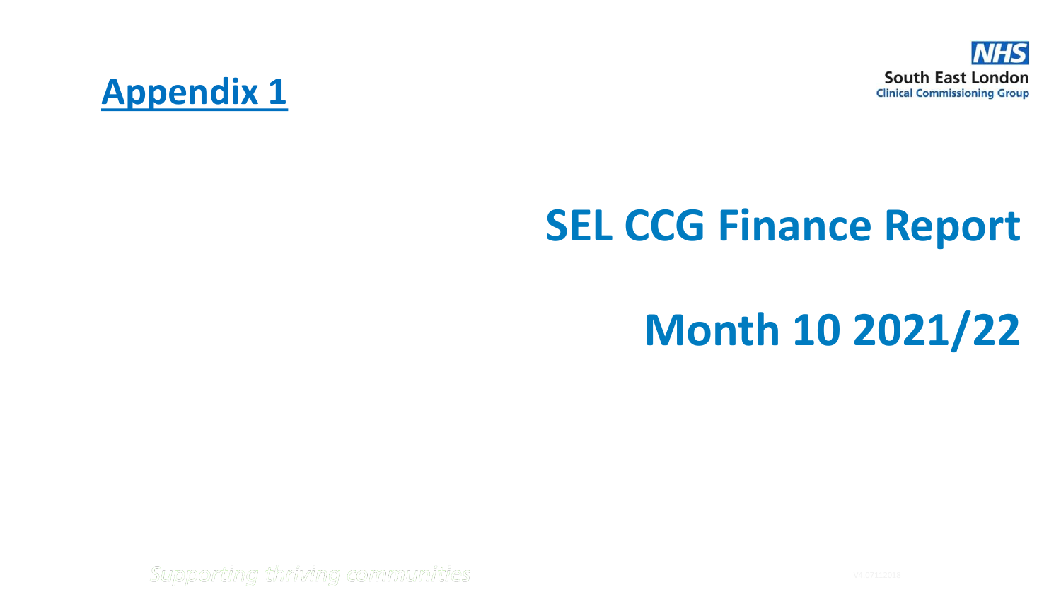# Appendix 1

NHS
South East London
Clinical Commissioning Group

# SEL CCG Finance Report

# Month 10 2021/22

*Supporting thriving communities*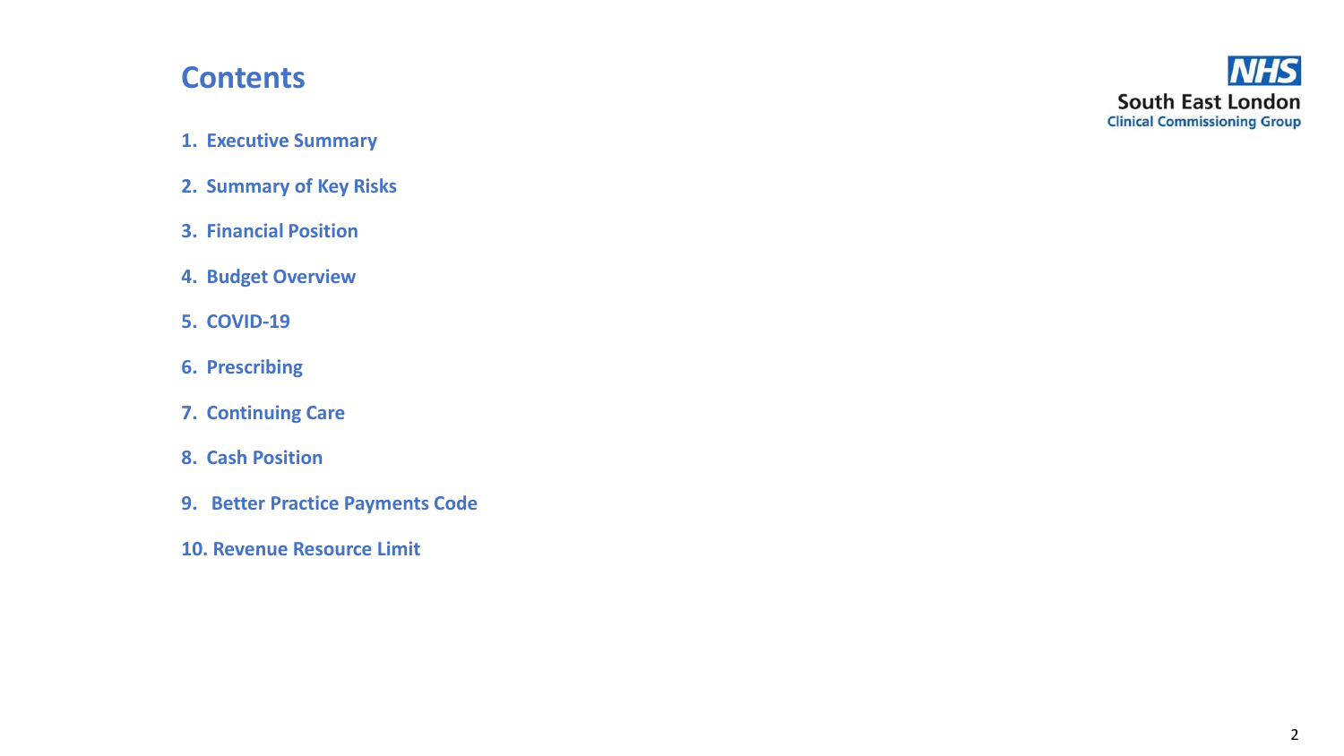# Contents

1. Executive Summary
2. Summary of Key Risks
3. Financial Position
4. Budget Overview
5. COVID-19
6. Prescribing
7. Continuing Care
8. Cash Position
9. Better Practice Payments Code
10. Revenue Resource Limit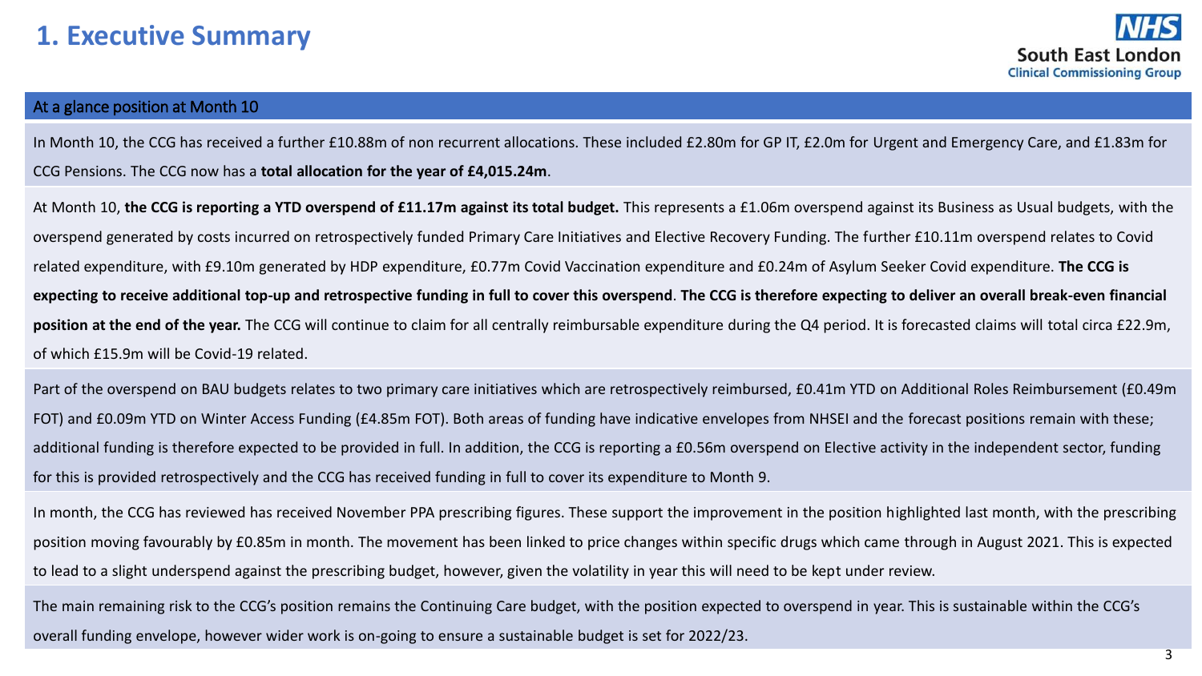# 1. Executive Summary

NHS South East London Clinical Commissioning Group

## At a glance position at Month 10

In Month 10, the CCG has received a further £10.88m of non recurrent allocations. These included £2.80m for GP IT, £2.0m for Urgent and Emergency Care, and £1.83m for CCG Pensions. The CCG now has a **total allocation for the year of £4,015.24m**.

At Month 10, **the CCG is reporting a YTD overspend of £11.17m against its total budget.** This represents a £1.06m overspend against its Business as Usual budgets, with the overspend generated by costs incurred on retrospectively funded Primary Care Initiatives and Elective Recovery Funding. The further £10.11m overspend relates to Covid related expenditure, with £9.10m generated by HDP expenditure, £0.77m Covid Vaccination expenditure and £0.24m of Asylum Seeker Covid expenditure. **The CCG is expecting to receive additional top-up and retrospective funding in full to cover this overspend**. **The CCG is therefore expecting to deliver an overall break-even financial position at the end of the year.** The CCG will continue to claim for all centrally reimbursable expenditure during the Q4 period. It is forecasted claims will total circa £22.9m, of which £15.9m will be Covid-19 related.

Part of the overspend on BAU budgets relates to two primary care initiatives which are retrospectively reimbursed, £0.41m YTD on Additional Roles Reimbursement (£0.49m FOT) and £0.09m YTD on Winter Access Funding (£4.85m FOT). Both areas of funding have indicative envelopes from NHSEI and the forecast positions remain with these; additional funding is therefore expected to be provided in full. In addition, the CCG is reporting a £0.56m overspend on Elective activity in the independent sector, funding for this is provided retrospectively and the CCG has received funding in full to cover its expenditure to Month 9.

In month, the CCG has reviewed has received November PPA prescribing figures. These support the improvement in the position highlighted last month, with the prescribing position moving favourably by £0.85m in month. The movement has been linked to price changes within specific drugs which came through in August 2021. This is expected to lead to a slight underspend against the prescribing budget, however, given the volatility in year this will need to be kept under review.

The main remaining risk to the CCG's position remains the Continuing Care budget, with the position expected to overspend in year. This is sustainable within the CCG's overall funding envelope, however wider work is on-going to ensure a sustainable budget is set for 2022/23.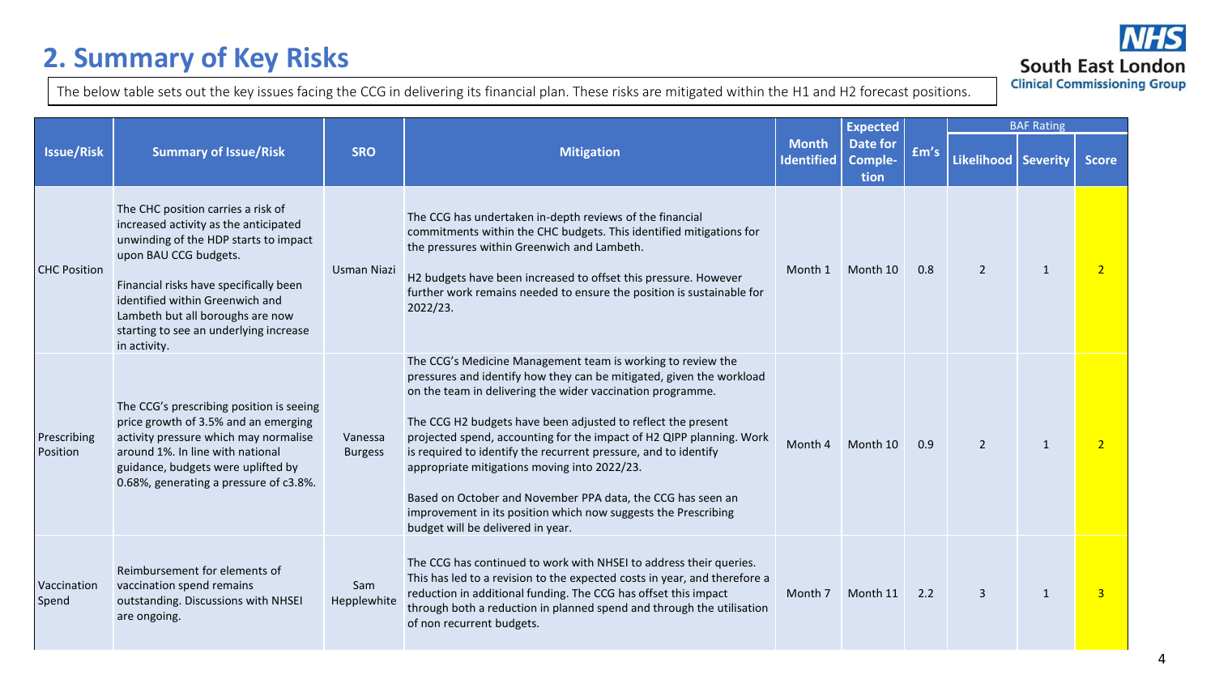# 2. Summary of Key Risks

The below table sets out the key issues facing the CCG in delivering its financial plan. These risks are mitigated within the H1 and H2 forecast positions.

| Issue/Risk | Summary of Issue/Risk | SRO | Mitigation | Month Identified | Expected Date for Completion | £m's | BAF Rating | | |
|---|---|---|---|---|---|---|---|---|---|
| | | | | | | | Likelihood | Severity | Score |
| CHC Position | The CHC position carries a risk of increased activity as the anticipated unwinding of the HDP starts to impact upon BAU CCG budgets.<br><br>Financial risks have specifically been identified within Greenwich and Lambeth but all boroughs are now starting to see an underlying increase in activity. | Usman Niazi | The CCG has undertaken in-depth reviews of the financial commitments within the CHC budgets. This identified mitigations for the pressures within Greenwich and Lambeth.<br><br>H2 budgets have been increased to offset this pressure. However further work remains needed to ensure the position is sustainable for 2022/23. | Month 1 | Month 10 | 0.8 | 2 | 1 | 2 |
| Prescribing Position | The CCG's prescribing position is seeing price growth of 3.5% and an emerging activity pressure which may normalise around 1%. In line with national guidance, budgets were uplifted by 0.68%, generating a pressure of c3.8%. | Vanessa Burgess | The CCG's Medicine Management team is working to review the pressures and identify how they can be mitigated, given the workload on the team in delivering the wider vaccination programme.<br><br>The CCG H2 budgets have been adjusted to reflect the present projected spend, accounting for the impact of H2 QIPP planning. Work is required to identify the recurrent pressure, and to identify appropriate mitigations moving into 2022/23.<br><br>Based on October and November PPA data, the CCG has seen an improvement in its position which now suggests the Prescribing budget will be delivered in year. | Month 4 | Month 10 | 0.9 | 2 | 1 | 2 |
| Vaccination Spend | Reimbursement for elements of vaccination spend remains outstanding. Discussions with NHSEI are ongoing. | Sam Hepplewhite | The CCG has continued to work with NHSEI to address their queries. This has led to a revision to the expected costs in year, and therefore a reduction in additional funding. The CCG has offset this impact through both a reduction in planned spend and through the utilisation of non recurrent budgets. | Month 7 | Month 11 | 2.2 | 3 | 1 | 3 |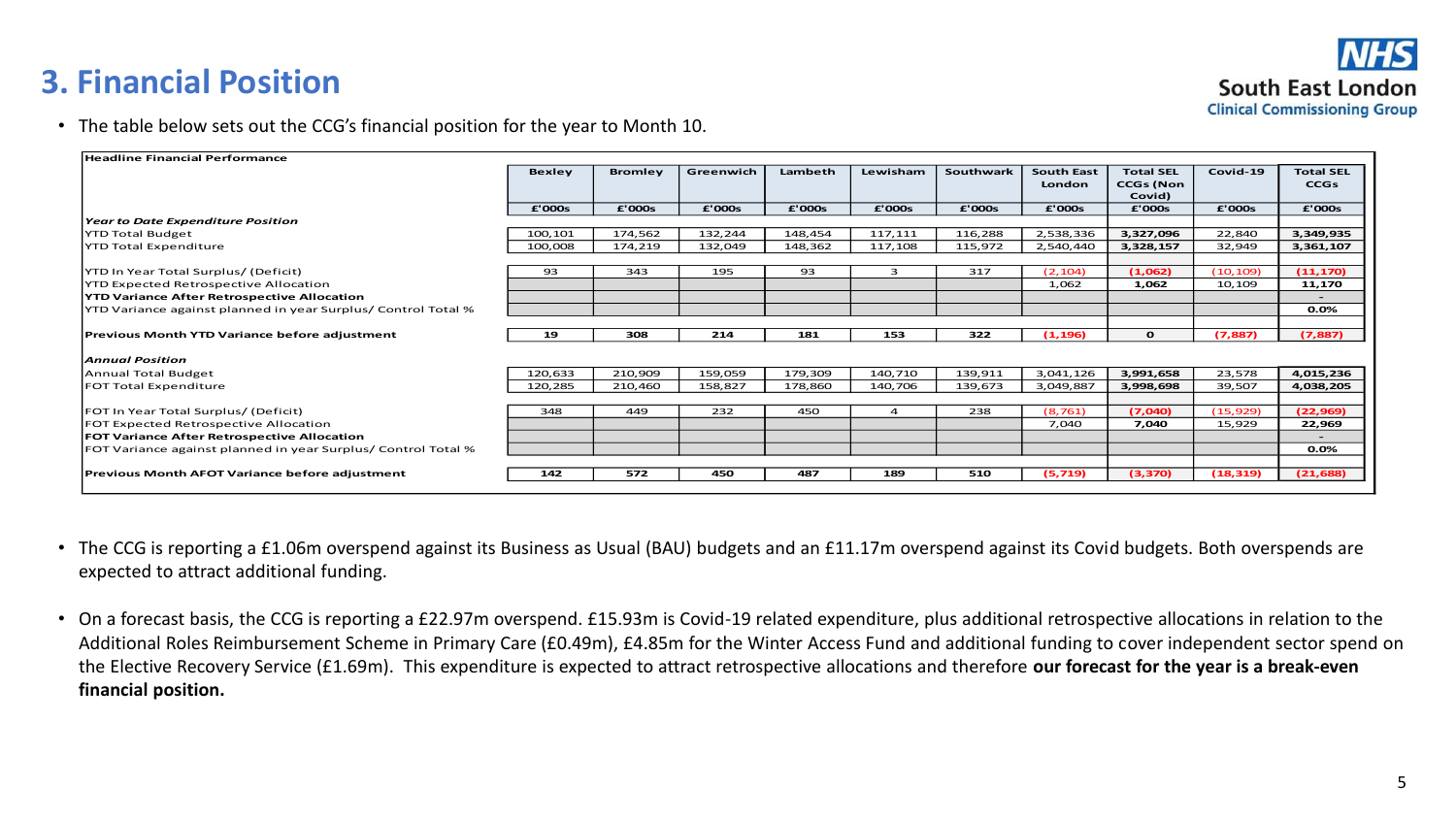# 3. Financial Position

- The table below sets out the CCG's financial position for the year to Month 10.

| Headline Financial Performance | Bexley | Bromley | Greenwich | Lambeth | Lewisham | Southwark | South East London | Total SEL CCGs (Non Covid) | Covid-19 | Total SEL CCGs |
|---|---|---|---|---|---|---|---|---|---|---|
| | £'000s | £'000s | £'000s | £'000s | £'000s | £'000s | £'000s | £'000s | £'000s | £'000s |
| ***Year to Date Expenditure Position*** | | | | | | | | | | |
| YTD Total Budget | 100,101 | 174,562 | 132,244 | 148,454 | 117,111 | 116,288 | 2,538,336 | **3,327,096** | 22,840 | **3,349,935** |
| YTD Total Expenditure | 100,008 | 174,219 | 132,049 | 148,362 | 117,108 | 115,972 | 2,540,440 | **3,328,157** | 32,949 | **3,361,107** |
| YTD In Year Total Surplus/ (Deficit) | 93 | 343 | 195 | 93 | 3 | 317 | (2,104) | **(1,062)** | (10,109) | **(11,170)** |
| YTD Expected Retrospective Allocation | | | | | | | 1,062 | **1,062** | 10,109 | **11,170** |
| **YTD Variance After Retrospective Allocation** | | | | | | | | | | **-** |
| YTD Variance against planned in year Surplus/ Control Total % | | | | | | | | | | **0.0%** |
| **Previous Month YTD Variance before adjustment** | **19** | **308** | **214** | **181** | **153** | **322** | **(1,196)** | **0** | **(7,887)** | **(7,887)** |
| ***Annual Position*** | | | | | | | | | | |
| Annual Total Budget | 120,633 | 210,909 | 159,059 | 179,309 | 140,710 | 139,911 | 3,041,126 | **3,991,658** | 23,578 | **4,015,236** |
| FOT Total Expenditure | 120,285 | 210,460 | 158,827 | 178,860 | 140,706 | 139,673 | 3,049,887 | **3,998,698** | 39,507 | **4,038,205** |
| FOT In Year Total Surplus/ (Deficit) | 348 | 449 | 232 | 450 | 4 | 238 | (8,761) | **(7,040)** | (15,929) | **(22,969)** |
| FOT Expected Retrospective Allocation | | | | | | | 7,040 | **7,040** | 15,929 | **22,969** |
| **FOT Variance After Retrospective Allocation** | | | | | | | | | | **-** |
| FOT Variance against planned in year Surplus/ Control Total % | | | | | | | | | | **0.0%** |
| **Previous Month AFOT Variance before adjustment** | **142** | **572** | **450** | **487** | **189** | **510** | **(5,719)** | **(3,370)** | **(18,319)** | **(21,688)** |

- The CCG is reporting a £1.06m overspend against its Business as Usual (BAU) budgets and an £11.17m overspend against its Covid budgets. Both overspends are expected to attract additional funding.

- On a forecast basis, the CCG is reporting a £22.97m overspend. £15.93m is Covid-19 related expenditure, plus additional retrospective allocations in relation to the Additional Roles Reimbursement Scheme in Primary Care (£0.49m), £4.85m for the Winter Access Fund and additional funding to cover independent sector spend on the Elective Recovery Service (£1.69m). This expenditure is expected to attract retrospective allocations and therefore **our forecast for the year is a break-even financial position.**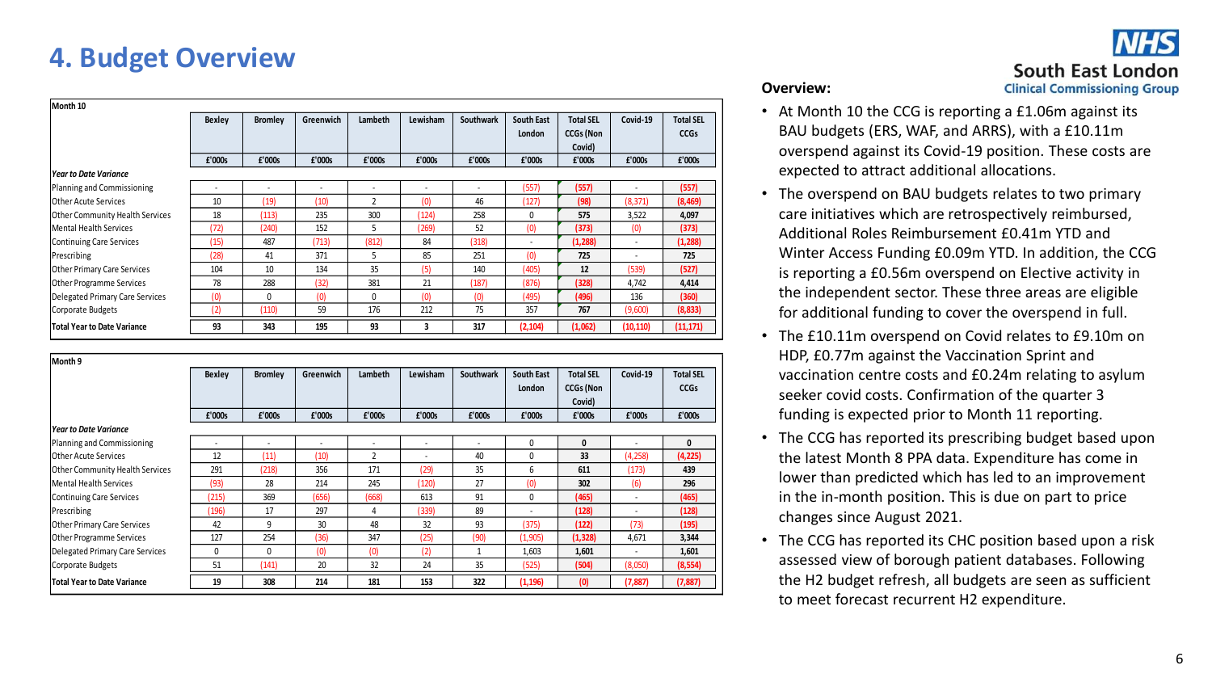# 4. Budget Overview

**Month 10**

| | Bexley | Bromley | Greenwich | Lambeth | Lewisham | Southwark | South East London | Total SEL CCGs (Non Covid) | Covid-19 | Total SEL CCGs |
|---|---|---|---|---|---|---|---|---|---|---|
| | £'000s | £'000s | £'000s | £'000s | £'000s | £'000s | £'000s | £'000s | £'000s | £'000s |
| ***Year to Date Variance*** | | | | | | | | | | |
| Planning and Commissioning | - | - | - | - | - | - | (557) | **(557)** | - | **(557)** |
| Other Acute Services | 10 | (19) | (10) | 2 | (0) | 46 | (127) | **(98)** | (8,371) | **(8,469)** |
| Other Community Health Services | 18 | (113) | 235 | 300 | (124) | 258 | 0 | **575** | 3,522 | **4,097** |
| Mental Health Services | (72) | (240) | 152 | 5 | (269) | 52 | (0) | **(373)** | (0) | **(373)** |
| Continuing Care Services | (15) | 487 | (713) | (812) | 84 | (318) | - | **(1,288)** | - | **(1,288)** |
| Prescribing | (28) | 41 | 371 | 5 | 85 | 251 | (0) | **725** | - | **725** |
| Other Primary Care Services | 104 | 10 | 134 | 35 | (5) | 140 | (405) | **12** | (539) | **(527)** |
| Other Programme Services | 78 | 288 | (32) | 381 | 21 | (187) | (876) | **(328)** | 4,742 | **4,414** |
| Delegated Primary Care Services | (0) | 0 | (0) | 0 | (0) | (0) | (495) | **(496)** | 136 | **(360)** |
| Corporate Budgets | (2) | (110) | 59 | 176 | 212 | 75 | 357 | **767** | (9,600) | **(8,833)** |
| **Total Year to Date Variance** | **93** | **343** | **195** | **93** | **3** | **317** | **(2,104)** | **(1,062)** | **(10,110)** | **(11,171)** |

**Month 9**

| | Bexley | Bromley | Greenwich | Lambeth | Lewisham | Southwark | South East London | Total SEL CCGs (Non Covid) | Covid-19 | Total SEL CCGs |
|---|---|---|---|---|---|---|---|---|---|---|
| | £'000s | £'000s | £'000s | £'000s | £'000s | £'000s | £'000s | £'000s | £'000s | £'000s |
| ***Year to Date Variance*** | | | | | | | | | | |
| Planning and Commissioning | - | - | - | - | - | - | 0 | **0** | - | **0** |
| Other Acute Services | 12 | (11) | (10) | 2 | - | 40 | 0 | **33** | (4,258) | **(4,225)** |
| Other Community Health Services | 291 | (218) | 356 | 171 | (29) | 35 | 6 | **611** | (173) | **439** |
| Mental Health Services | (93) | 28 | 214 | 245 | (120) | 27 | (0) | **302** | (6) | **296** |
| Continuing Care Services | (215) | 369 | (656) | (668) | 613 | 91 | 0 | **(465)** | - | **(465)** |
| Prescribing | (196) | 17 | 297 | 4 | (339) | 89 | - | **(128)** | - | **(128)** |
| Other Primary Care Services | 42 | 9 | 30 | 48 | 32 | 93 | (375) | **(122)** | (73) | **(195)** |
| Other Programme Services | 127 | 254 | (36) | 347 | (25) | (90) | (1,905) | **(1,328)** | 4,671 | **3,344** |
| Delegated Primary Care Services | 0 | 0 | (0) | (0) | (2) | 1 | 1,603 | **1,601** | - | **1,601** |
| Corporate Budgets | 51 | (141) | 20 | 32 | 24 | 35 | (525) | **(504)** | (8,050) | **(8,554)** |
| **Total Year to Date Variance** | **19** | **308** | **214** | **181** | **153** | **322** | **(1,196)** | **(0)** | **(7,887)** | **(7,887)** |

**Overview:**

- At Month 10 the CCG is reporting a £1.06m against its BAU budgets (ERS, WAF, and ARRS), with a £10.11m overspend against its Covid-19 position. These costs are expected to attract additional allocations.
- The overspend on BAU budgets relates to two primary care initiatives which are retrospectively reimbursed, Additional Roles Reimbursement £0.41m YTD and Winter Access Funding £0.09m YTD. In addition, the CCG is reporting a £0.56m overspend on Elective activity in the independent sector. These three areas are eligible for additional funding to cover the overspend in full.
- The £10.11m overspend on Covid relates to £9.10m on HDP, £0.77m against the Vaccination Sprint and vaccination centre costs and £0.24m relating to asylum seeker covid costs. Confirmation of the quarter 3 funding is expected prior to Month 11 reporting.
- The CCG has reported its prescribing budget based upon the latest Month 8 PPA data. Expenditure has come in lower than predicted which has led to an improvement in the in-month position. This is due on part to price changes since August 2021.
- The CCG has reported its CHC position based upon a risk assessed view of borough patient databases. Following the H2 budget refresh, all budgets are seen as sufficient to meet forecast recurrent H2 expenditure.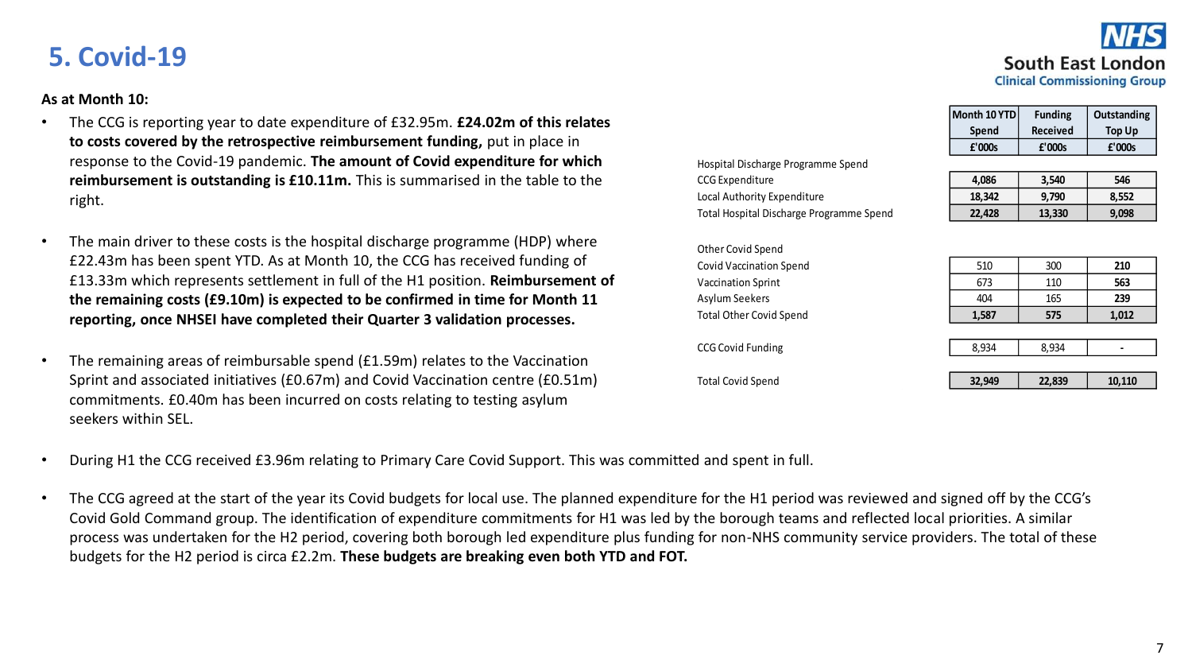## 5. Covid-19

**As at Month 10:**

- The CCG is reporting year to date expenditure of £32.95m. **£24.02m of this relates to costs covered by the retrospective reimbursement funding,** put in place in response to the Covid-19 pandemic. **The amount of Covid expenditure for which reimbursement is outstanding is £10.11m.** This is summarised in the table to the right.

- The main driver to these costs is the hospital discharge programme (HDP) where £22.43m has been spent YTD. As at Month 10, the CCG has received funding of £13.33m which represents settlement in full of the H1 position. **Reimbursement of the remaining costs (£9.10m) is expected to be confirmed in time for Month 11 reporting, once NHSEI have completed their Quarter 3 validation processes.**

- The remaining areas of reimbursable spend (£1.59m) relates to the Vaccination Sprint and associated initiatives (£0.67m) and Covid Vaccination centre (£0.51m) commitments. £0.40m has been incurred on costs relating to testing asylum seekers within SEL.

| | Month 10 YTD Spend £'000s | Funding Received £'000s | Outstanding Top Up £'000s |
|---|---|---|---|
| Hospital Discharge Programme Spend | | | |
| CCG Expenditure | **4,086** | **3,540** | **546** |
| Local Authority Expenditure | **18,342** | **9,790** | **8,552** |
| Total Hospital Discharge Programme Spend | **22,428** | **13,330** | **9,098** |
| | | | |
| Other Covid Spend | | | |
| Covid Vaccination Spend | 510 | 300 | **210** |
| Vaccination Sprint | 673 | 110 | **563** |
| Asylum Seekers | 404 | 165 | **239** |
| Total Other Covid Spend | **1,587** | **575** | **1,012** |
| | | | |
| CCG Covid Funding | 8,934 | 8,934 | - |
| | | | |
| Total Covid Spend | **32,949** | **22,839** | **10,110** |

- During H1 the CCG received £3.96m relating to Primary Care Covid Support. This was committed and spent in full.

- The CCG agreed at the start of the year its Covid budgets for local use. The planned expenditure for the H1 period was reviewed and signed off by the CCG's Covid Gold Command group. The identification of expenditure commitments for H1 was led by the borough teams and reflected local priorities. A similar process was undertaken for the H2 period, covering both borough led expenditure plus funding for non-NHS community service providers. The total of these budgets for the H2 period is circa £2.2m. **These budgets are breaking even both YTD and FOT.**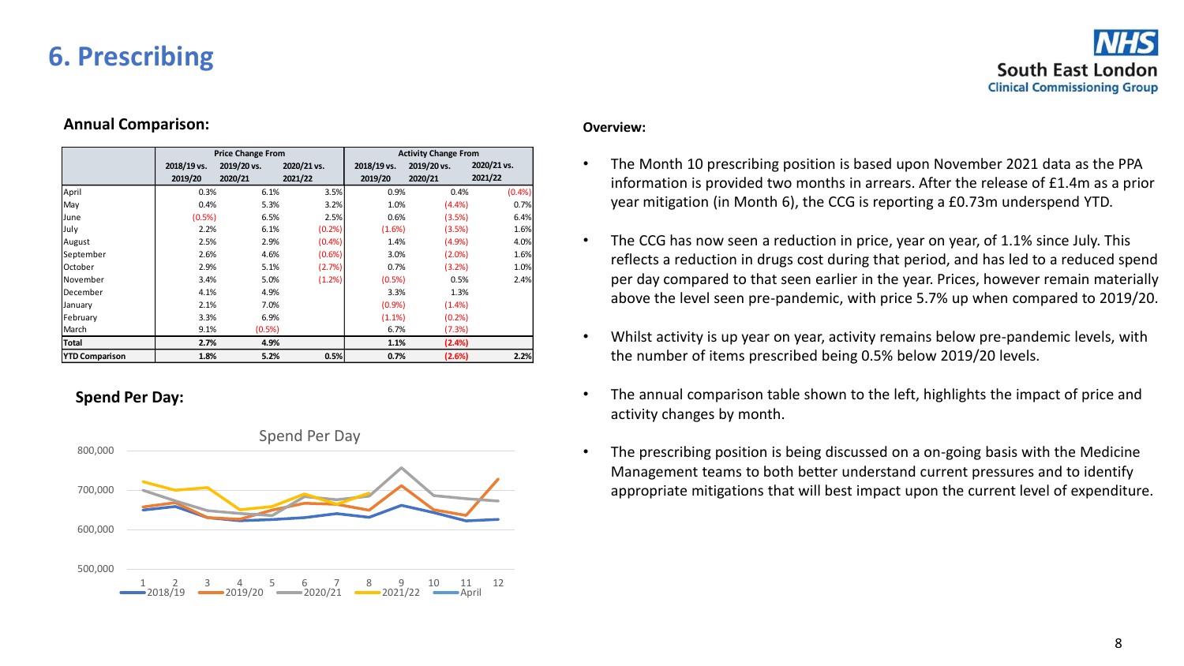# 6. Prescribing

## Annual Comparison:

| | Price Change From | | | Activity Change From | | |
|---|---|---|---|---|---|---|
| | 2018/19 vs. 2019/20 | 2019/20 vs. 2020/21 | 2020/21 vs. 2021/22 | 2018/19 vs. 2019/20 | 2019/20 vs. 2020/21 | 2020/21 vs. 2021/22 |
| April | 0.3% | 6.1% | 3.5% | 0.9% | 0.4% | (0.4%) |
| May | 0.4% | 5.3% | 3.2% | 1.0% | (4.4%) | 0.7% |
| June | (0.5%) | 6.5% | 2.5% | 0.6% | (3.5%) | 6.4% |
| July | 2.2% | 6.1% | (0.2%) | (1.6%) | (3.5%) | 1.6% |
| August | 2.5% | 2.9% | (0.4%) | 1.4% | (4.9%) | 4.0% |
| September | 2.6% | 4.6% | (0.6%) | 3.0% | (2.0%) | 1.6% |
| October | 2.9% | 5.1% | (2.7%) | 0.7% | (3.2%) | 1.0% |
| November | 3.4% | 5.0% | (1.2%) | (0.5%) | 0.5% | 2.4% |
| December | 4.1% | 4.9% | | 3.3% | 1.3% | |
| January | 2.1% | 7.0% | | (0.9%) | (1.4%) | |
| February | 3.3% | 6.9% | | (1.1%) | (0.2%) | |
| March | 9.1% | (0.5%) | | 6.7% | (7.3%) | |
| **Total** | **2.7%** | **4.9%** | | **1.1%** | **(2.4%)** | |
| **YTD Comparison** | **1.8%** | **5.2%** | **0.5%** | **0.7%** | **(2.6%)** | **2.2%** |

## Spend Per Day:

Spend Per Day

800,000
700,000
600,000
500,000

1 2 3 4 5 6 7 8 9 10 11 12

2018/19 2019/20 2020/21 2021/22 April

## Overview:

- The Month 10 prescribing position is based upon November 2021 data as the PPA information is provided two months in arrears. After the release of £1.4m as a prior year mitigation (in Month 6), the CCG is reporting a £0.73m underspend YTD.
- The CCG has now seen a reduction in price, year on year, of 1.1% since July. This reflects a reduction in drugs cost during that period, and has led to a reduced spend per day compared to that seen earlier in the year. Prices, however remain materially above the level seen pre-pandemic, with price 5.7% up when compared to 2019/20.
- Whilst activity is up year on year, activity remains below pre-pandemic levels, with the number of items prescribed being 0.5% below 2019/20 levels.
- The annual comparison table shown to the left, highlights the impact of price and activity changes by month.
- The prescribing position is being discussed on a on-going basis with the Medicine Management teams to both better understand current pressures and to identify appropriate mitigations that will best impact upon the current level of expenditure.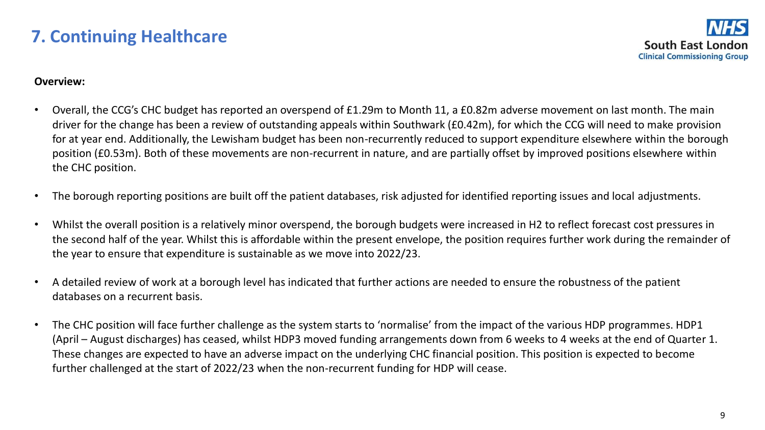# 7. Continuing Healthcare

**Overview:**

- Overall, the CCG's CHC budget has reported an overspend of £1.29m to Month 11, a £0.82m adverse movement on last month. The main driver for the change has been a review of outstanding appeals within Southwark (£0.42m), for which the CCG will need to make provision for at year end. Additionally, the Lewisham budget has been non-recurrently reduced to support expenditure elsewhere within the borough position (£0.53m). Both of these movements are non-recurrent in nature, and are partially offset by improved positions elsewhere within the CHC position.
- The borough reporting positions are built off the patient databases, risk adjusted for identified reporting issues and local adjustments.
- Whilst the overall position is a relatively minor overspend, the borough budgets were increased in H2 to reflect forecast cost pressures in the second half of the year. Whilst this is affordable within the present envelope, the position requires further work during the remainder of the year to ensure that expenditure is sustainable as we move into 2022/23.
- A detailed review of work at a borough level has indicated that further actions are needed to ensure the robustness of the patient databases on a recurrent basis.
- The CHC position will face further challenge as the system starts to 'normalise' from the impact of the various HDP programmes. HDP1 (April – August discharges) has ceased, whilst HDP3 moved funding arrangements down from 6 weeks to 4 weeks at the end of Quarter 1. These changes are expected to have an adverse impact on the underlying CHC financial position. This position is expected to become further challenged at the start of 2022/23 when the non-recurrent funding for HDP will cease.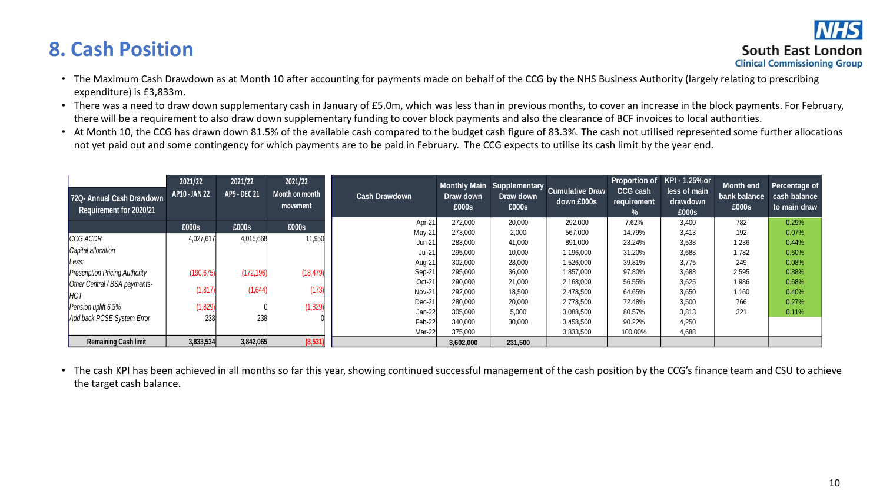# 8. Cash Position

- The Maximum Cash Drawdown as at Month 10 after accounting for payments made on behalf of the CCG by the NHS Business Authority (largely relating to prescribing expenditure) is £3,833m.
- There was a need to draw down supplementary cash in January of £5.0m, which was less than in previous months, to cover an increase in the block payments. For February, there will be a requirement to also draw down supplementary funding to cover block payments and also the clearance of BCF invoices to local authorities.
- At Month 10, the CCG has drawn down 81.5% of the available cash compared to the budget cash figure of 83.3%. The cash not utilised represented some further allocations not yet paid out and some contingency for which payments are to be paid in February. The CCG expects to utilise its cash limit by the year end.

| 72Q- Annual Cash Drawdown Requirement for 2020/21 | 2021/22 AP10 - JAN 22 | 2021/22 AP9 - DEC 21 | 2021/22 Month on month movement |
|---|---|---|---|
| | £000s | £000s | £000s |
| *CCG ACDR* | 4,027,617 | 4,015,668 | 11,950 |
| *Capital allocation* | | | |
| *Less:* | | | |
| *Prescription Pricing Authority* | (190,675) | (172,196) | (18,479) |
| *Other Central / BSA payments- HOT* | (1,817) | (1,644) | (173) |
| *Pension uplift 6.3%* | (1,829) | 0 | (1,829) |
| *Add back PCSE System Error* | 238 | 238 | 0 |
| **Remaining Cash limit** | 3,833,534 | 3,842,065 | (8,531) |

| Cash Drawdown | Monthly Main Draw down £000s | Supplementary Draw down £000s | Cumulative Draw down £000s | Proportion of CCG cash requirement % | KPI - 1.25% or less of main drawdown £000s | Month end bank balance £000s | Percentage of cash balance to main draw |
|---|---|---|---|---|---|---|---|
| Apr-21 | 272,000 | 20,000 | 292,000 | 7.62% | 3,400 | 782 | 0.29% |
| May-21 | 273,000 | 2,000 | 567,000 | 14.79% | 3,413 | 192 | 0.07% |
| Jun-21 | 283,000 | 41,000 | 891,000 | 23.24% | 3,538 | 1,236 | 0.44% |
| Jul-21 | 295,000 | 10,000 | 1,196,000 | 31.20% | 3,688 | 1,782 | 0.60% |
| Aug-21 | 302,000 | 28,000 | 1,526,000 | 39.81% | 3,775 | 249 | 0.08% |
| Sep-21 | 295,000 | 36,000 | 1,857,000 | 97.80% | 3,688 | 2,595 | 0.88% |
| Oct-21 | 290,000 | 21,000 | 2,168,000 | 56.55% | 3,625 | 1,986 | 0.68% |
| Nov-21 | 292,000 | 18,500 | 2,478,500 | 64.65% | 3,650 | 1,160 | 0.40% |
| Dec-21 | 280,000 | 20,000 | 2,778,500 | 72.48% | 3,500 | 766 | 0.27% |
| Jan-22 | 305,000 | 5,000 | 3,088,500 | 80.57% | 3,813 | 321 | 0.11% |
| Feb-22 | 340,000 | 30,000 | 3,458,500 | 90.22% | 4,250 | | |
| Mar-22 | 375,000 | | 3,833,500 | 100.00% | 4,688 | | |
| | 3,602,000 | 231,500 | | | | | |

- The cash KPI has been achieved in all months so far this year, showing continued successful management of the cash position by the CCG's finance team and CSU to achieve the target cash balance.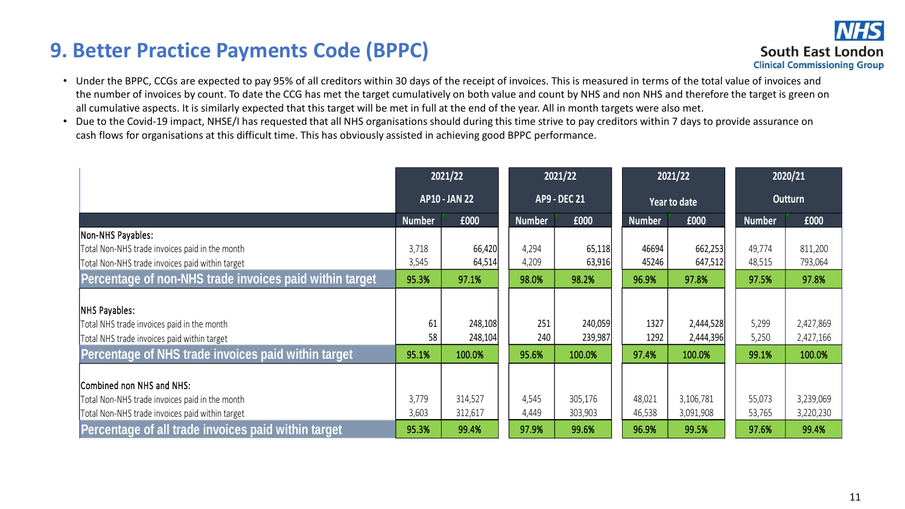# 9. Better Practice Payments Code (BPPC)

- Under the BPPC, CCGs are expected to pay 95% of all creditors within 30 days of the receipt of invoices. This is measured in terms of the total value of invoices and the number of invoices by count. To date the CCG has met the target cumulatively on both value and count by NHS and non NHS and therefore the target is green on all cumulative aspects. It is similarly expected that this target will be met in full at the end of the year. All in month targets were also met.
- Due to the Covid-19 impact, NHSE/I has requested that all NHS organisations should during this time strive to pay creditors within 7 days to provide assurance on cash flows for organisations at this difficult time. This has obviously assisted in achieving good BPPC performance.

| | 2021/22 AP10 - JAN 22 | | 2021/22 AP9 - DEC 21 | | 2021/22 Year to date | | 2020/21 Outturn | |
|---|---|---|---|---|---|---|---|---|
| | Number | £000 | Number | £000 | Number | £000 | Number | £000 |
| Non-NHS Payables: | | | | | | | | |
| Total Non-NHS trade invoices paid in the month | 3,718 | 66,420 | 4,294 | 65,118 | 46694 | 662,253 | 49,774 | 811,200 |
| Total Non-NHS trade invoices paid within target | 3,545 | 64,514 | 4,209 | 63,916 | 45246 | 647,512 | 48,515 | 793,064 |
| **Percentage of non-NHS trade invoices paid within target** | 95.3% | 97.1% | 98.0% | 98.2% | 96.9% | 97.8% | 97.5% | 97.8% |
| NHS Payables: | | | | | | | | |
| Total NHS trade invoices paid in the month | 61 | 248,108 | 251 | 240,059 | 1327 | 2,444,528 | 5,299 | 2,427,869 |
| Total NHS trade invoices paid within target | 58 | 248,104 | 240 | 239,987 | 1292 | 2,444,396 | 5,250 | 2,427,166 |
| **Percentage of NHS trade invoices paid within target** | 95.1% | 100.0% | 95.6% | 100.0% | 97.4% | 100.0% | 99.1% | 100.0% |
| Combined non NHS and NHS: | | | | | | | | |
| Total Non-NHS trade invoices paid in the month | 3,779 | 314,527 | 4,545 | 305,176 | 48,021 | 3,106,781 | 55,073 | 3,239,069 |
| Total Non-NHS trade invoices paid within target | 3,603 | 312,617 | 4,449 | 303,903 | 46,538 | 3,091,908 | 53,765 | 3,220,230 |
| **Percentage of all trade invoices paid within target** | 95.3% | 99.4% | 97.9% | 99.6% | 96.9% | 99.5% | 97.6% | 99.4% |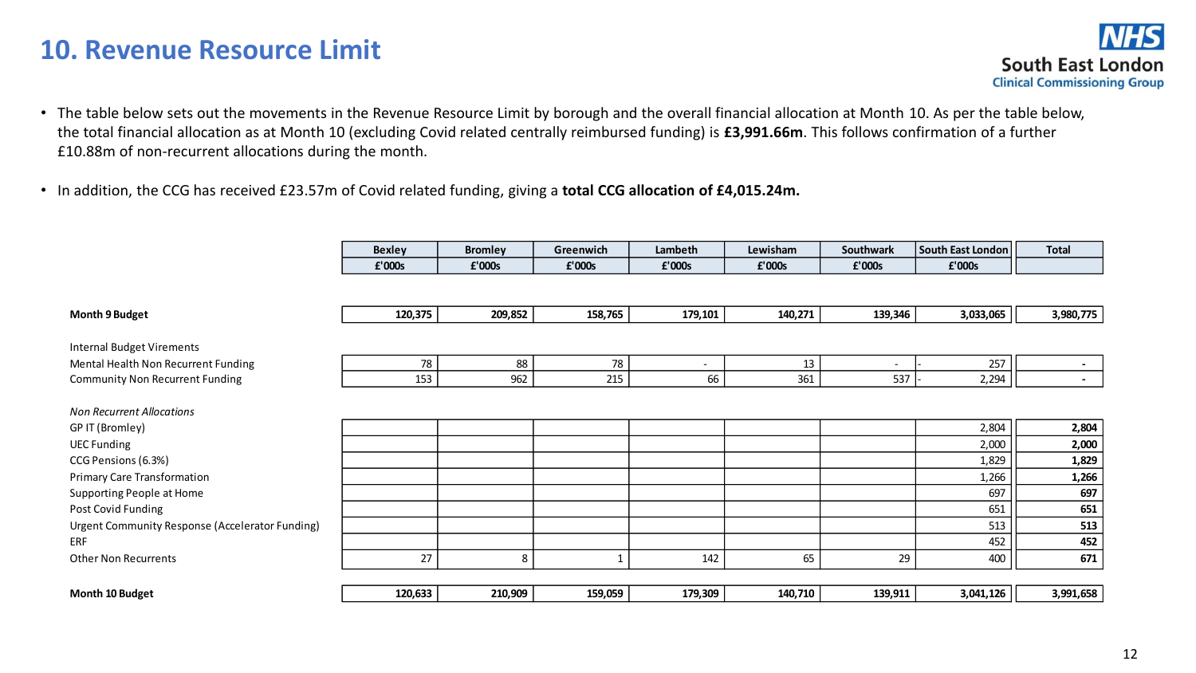# 10. Revenue Resource Limit

- The table below sets out the movements in the Revenue Resource Limit by borough and the overall financial allocation at Month 10. As per the table below, the total financial allocation as at Month 10 (excluding Covid related centrally reimbursed funding) is **£3,991.66m**. This follows confirmation of a further £10.88m of non-recurrent allocations during the month.

- In addition, the CCG has received £23.57m of Covid related funding, giving a **total CCG allocation of £4,015.24m.**

| | Bexley | Bromley | Greenwich | Lambeth | Lewisham | Southwark | South East London | Total |
|---|---|---|---|---|---|---|---|---|
| | £'000s | £'000s | £'000s | £'000s | £'000s | £'000s | £'000s | |
| **Month 9 Budget** | **120,375** | **209,852** | **158,765** | **179,101** | **140,271** | **139,346** | **3,033,065** | **3,980,775** |
| Internal Budget Virements | | | | | | | | |
| Mental Health Non Recurrent Funding | 78 | 88 | 78 | - | 13 | - | -257 | - |
| Community Non Recurrent Funding | 153 | 962 | 215 | 66 | 361 | 537 | -2,294 | - |
| *Non Recurrent Allocations* | | | | | | | | |
| GP IT (Bromley) | | | | | | | 2,804 | **2,804** |
| UEC Funding | | | | | | | 2,000 | **2,000** |
| CCG Pensions (6.3%) | | | | | | | 1,829 | **1,829** |
| Primary Care Transformation | | | | | | | 1,266 | **1,266** |
| Supporting People at Home | | | | | | | 697 | **697** |
| Post Covid Funding | | | | | | | 651 | **651** |
| Urgent Community Response (Accelerator Funding) | | | | | | | 513 | **513** |
| ERF | | | | | | | 452 | **452** |
| Other Non Recurrents | 27 | 8 | 1 | 142 | 65 | 29 | 400 | **671** |
| **Month 10 Budget** | **120,633** | **210,909** | **159,059** | **179,309** | **140,710** | **139,911** | **3,041,126** | **3,991,658** |